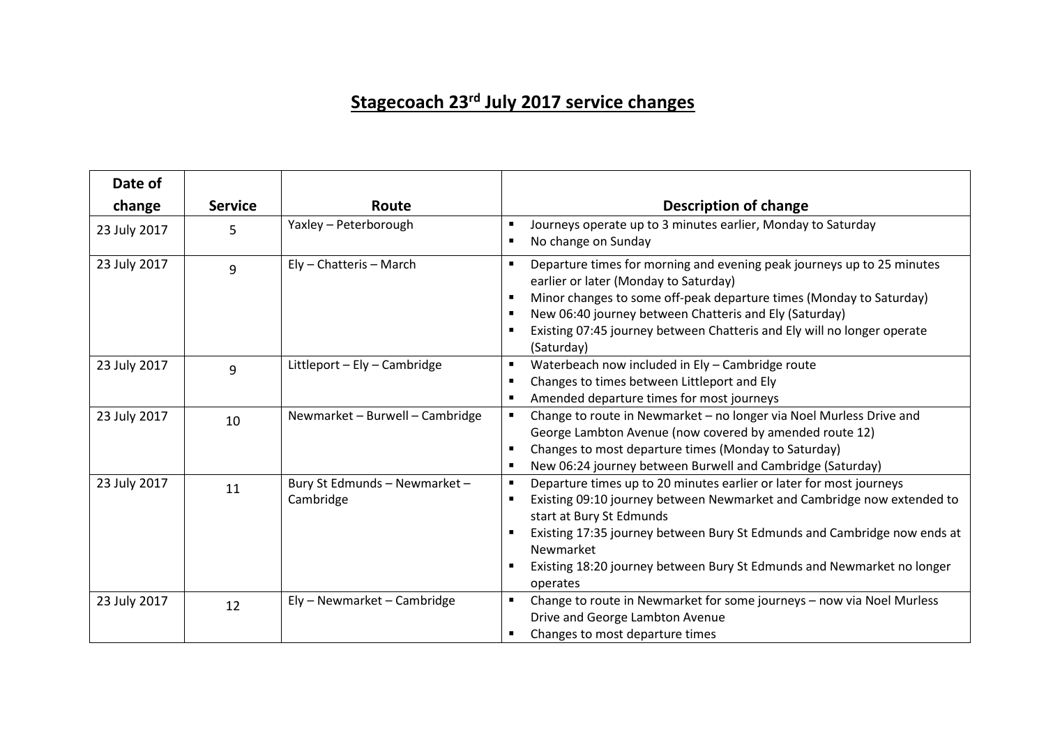# Stagecoach 23rd July 2017 service changes

| Date of change | Service | Route | Description of change |
|---|---|---|---|
| 23 July 2017 | 5 | Yaxley – Peterborough | ▪ Journeys operate up to 3 minutes earlier, Monday to Saturday<br>▪ No change on Sunday |
| 23 July 2017 | 9 | Ely – Chatteris – March | ▪ Departure times for morning and evening peak journeys up to 25 minutes earlier or later (Monday to Saturday)<br>▪ Minor changes to some off-peak departure times (Monday to Saturday)<br>▪ New 06:40 journey between Chatteris and Ely (Saturday)<br>▪ Existing 07:45 journey between Chatteris and Ely will no longer operate (Saturday) |
| 23 July 2017 | 9 | Littleport – Ely – Cambridge | ▪ Waterbeach now included in Ely – Cambridge route<br>▪ Changes to times between Littleport and Ely<br>▪ Amended departure times for most journeys |
| 23 July 2017 | 10 | Newmarket – Burwell – Cambridge | ▪ Change to route in Newmarket – no longer via Noel Murless Drive and George Lambton Avenue (now covered by amended route 12)<br>▪ Changes to most departure times (Monday to Saturday)<br>▪ New 06:24 journey between Burwell and Cambridge (Saturday) |
| 23 July 2017 | 11 | Bury St Edmunds – Newmarket – Cambridge | ▪ Departure times up to 20 minutes earlier or later for most journeys<br>▪ Existing 09:10 journey between Newmarket and Cambridge now extended to start at Bury St Edmunds<br>▪ Existing 17:35 journey between Bury St Edmunds and Cambridge now ends at Newmarket<br>▪ Existing 18:20 journey between Bury St Edmunds and Newmarket no longer operates |
| 23 July 2017 | 12 | Ely – Newmarket – Cambridge | ▪ Change to route in Newmarket for some journeys – now via Noel Murless Drive and George Lambton Avenue<br>▪ Changes to most departure times |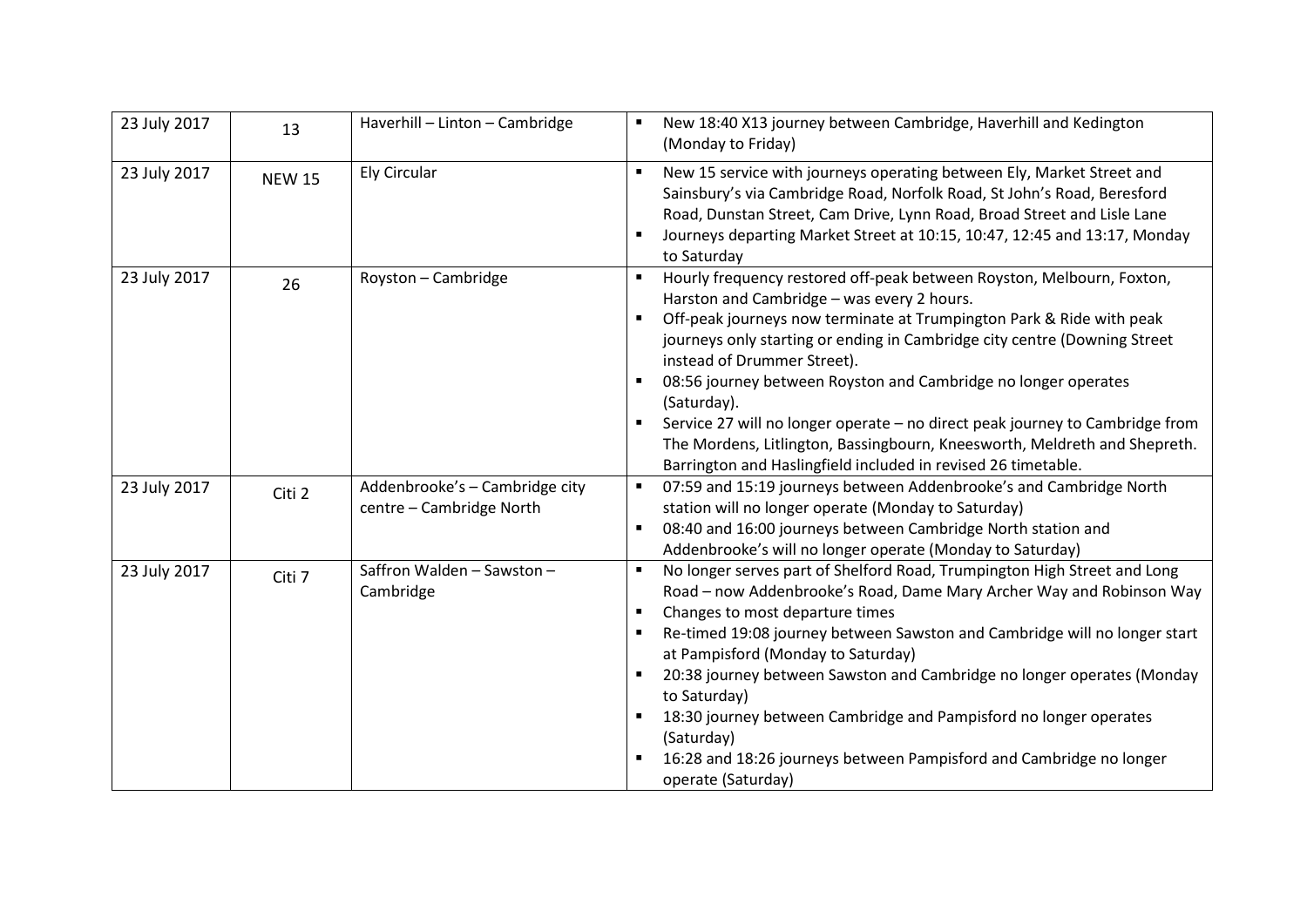| 23 July 2017 | 13 | Haverhill – Linton – Cambridge | ▪ New 18:40 X13 journey between Cambridge, Haverhill and Kedington (Monday to Friday) |
|---|---|---|---|
| 23 July 2017 | NEW 15 | Ely Circular | ▪ New 15 service with journeys operating between Ely, Market Street and Sainsbury's via Cambridge Road, Norfolk Road, St John's Road, Beresford Road, Dunstan Street, Cam Drive, Lynn Road, Broad Street and Lisle Lane<br>▪ Journeys departing Market Street at 10:15, 10:47, 12:45 and 13:17, Monday to Saturday |
| 23 July 2017 | 26 | Royston – Cambridge | ▪ Hourly frequency restored off-peak between Royston, Melbourn, Foxton, Harston and Cambridge – was every 2 hours.<br>▪ Off-peak journeys now terminate at Trumpington Park & Ride with peak journeys only starting or ending in Cambridge city centre (Downing Street instead of Drummer Street).<br>▪ 08:56 journey between Royston and Cambridge no longer operates (Saturday).<br>▪ Service 27 will no longer operate – no direct peak journey to Cambridge from The Mordens, Litlington, Bassingbourn, Kneesworth, Meldreth and Shepreth. Barrington and Haslingfield included in revised 26 timetable. |
| 23 July 2017 | Citi 2 | Addenbrooke's – Cambridge city centre – Cambridge North | ▪ 07:59 and 15:19 journeys between Addenbrooke's and Cambridge North station will no longer operate (Monday to Saturday)<br>▪ 08:40 and 16:00 journeys between Cambridge North station and Addenbrooke's will no longer operate (Monday to Saturday) |
| 23 July 2017 | Citi 7 | Saffron Walden – Sawston – Cambridge | ▪ No longer serves part of Shelford Road, Trumpington High Street and Long Road – now Addenbrooke's Road, Dame Mary Archer Way and Robinson Way<br>▪ Changes to most departure times<br>▪ Re-timed 19:08 journey between Sawston and Cambridge will no longer start at Pampisford (Monday to Saturday)<br>▪ 20:38 journey between Sawston and Cambridge no longer operates (Monday to Saturday)<br>▪ 18:30 journey between Cambridge and Pampisford no longer operates (Saturday)<br>▪ 16:28 and 18:26 journeys between Pampisford and Cambridge no longer operate (Saturday) |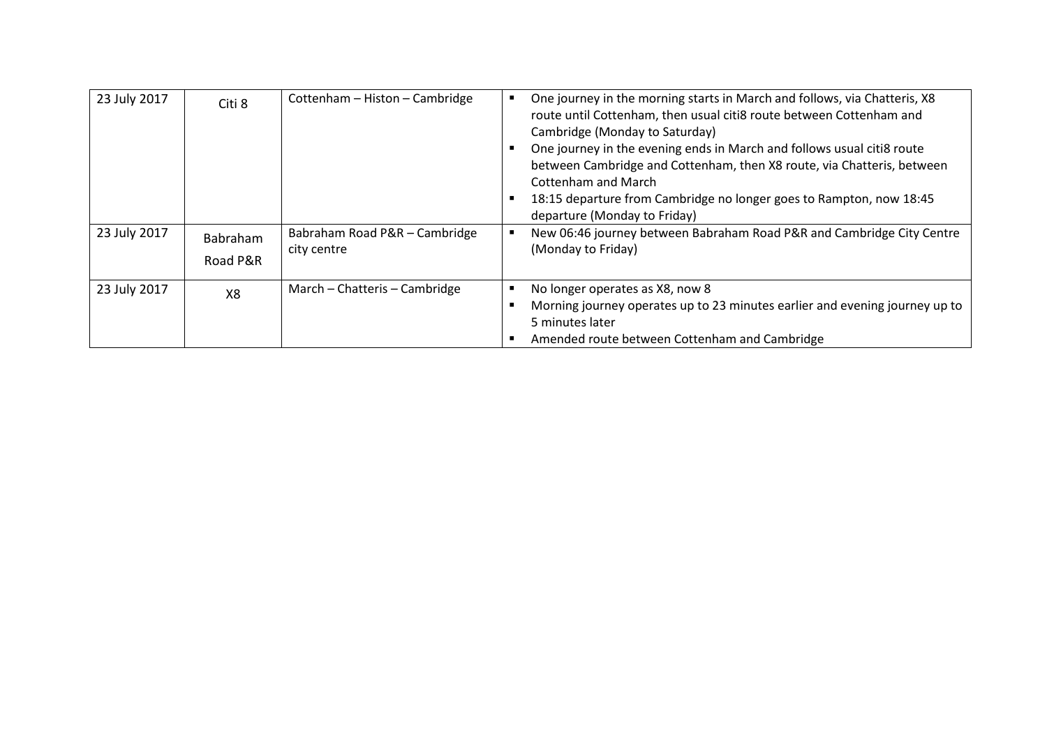| | | | |
|---|---|---|---|
| 23 July 2017 | Citi 8 | Cottenham – Histon – Cambridge | ▪ One journey in the morning starts in March and follows, via Chatteris, X8 route until Cottenham, then usual citi8 route between Cottenham and Cambridge (Monday to Saturday)<br>▪ One journey in the evening ends in March and follows usual citi8 route between Cambridge and Cottenham, then X8 route, via Chatteris, between Cottenham and March<br>▪ 18:15 departure from Cambridge no longer goes to Rampton, now 18:45 departure (Monday to Friday) |
| 23 July 2017 | Babraham Road P&R | Babraham Road P&R – Cambridge city centre | ▪ New 06:46 journey between Babraham Road P&R and Cambridge City Centre (Monday to Friday) |
| 23 July 2017 | X8 | March – Chatteris – Cambridge | ▪ No longer operates as X8, now 8<br>▪ Morning journey operates up to 23 minutes earlier and evening journey up to 5 minutes later<br>▪ Amended route between Cottenham and Cambridge |